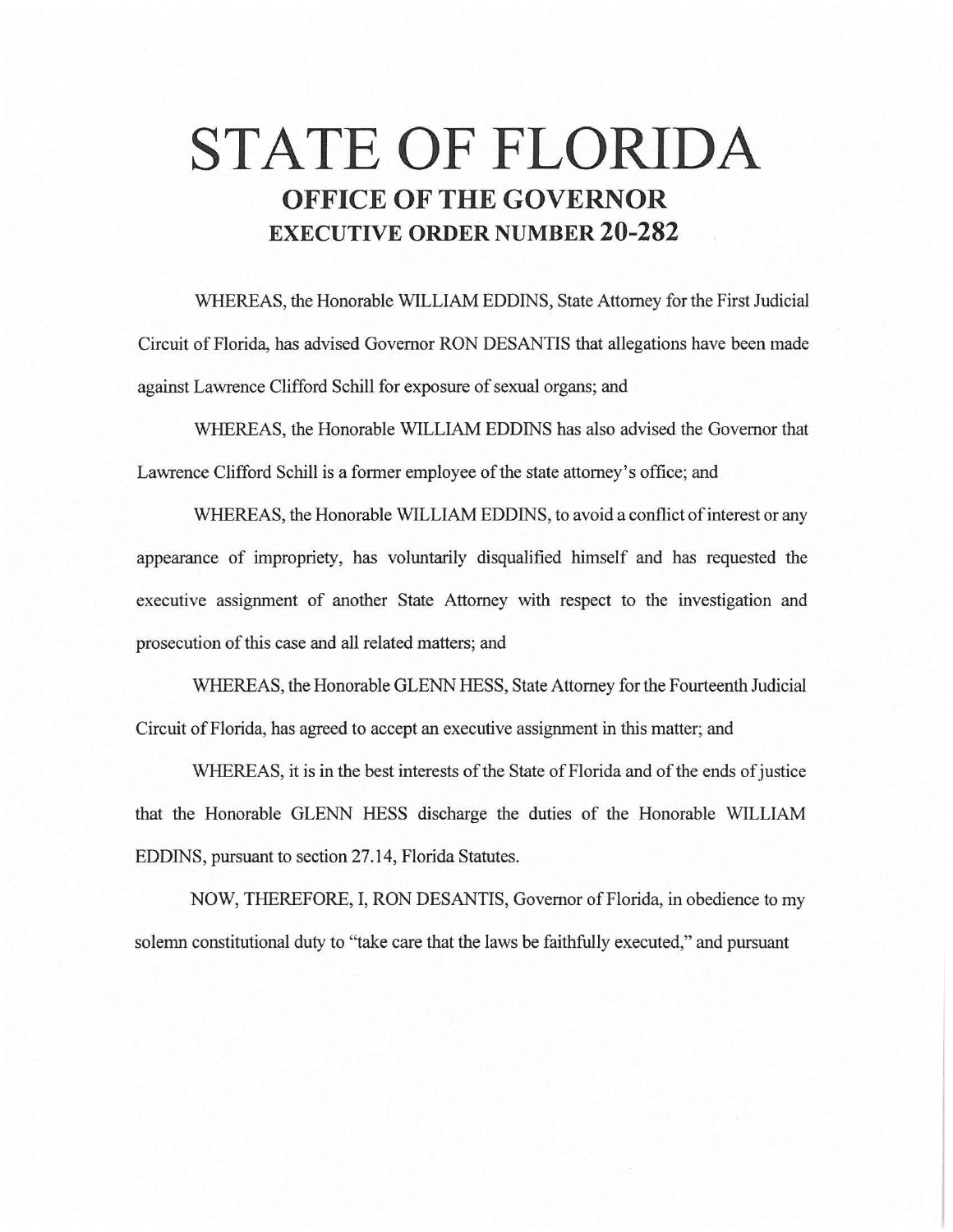# STATE OF FLORIDA

## OFFICE OF THE GOVERNOR

## EXECUTIVE ORDER NUMBER 20-282

WHEREAS, the Honorable WILLIAM EDDINS, State Attorney for the First Judicial Circuit of Florida, has advised Governor RON DESANTIS that allegations have been made against Lawrence Clifford Schill for exposure of sexual organs; and

WHEREAS, the Honorable WILLIAM EDDINS has also advised the Governor that Lawrence Clifford Schill is a former employee of the state attorney's office; and

WHEREAS, the Honorable WILLIAM EDDINS, to avoid a conflict of interest or any appearance of impropriety, has voluntarily disqualified himself and has requested the executive assignment of another State Attorney with respect to the investigation and prosecution of this case and all related matters; and

WHEREAS, the Honorable GLENN HESS, State Attorney for the Fourteenth Judicial Circuit of Florida, has agreed to accept an executive assignment in this matter; and

WHEREAS, it is in the best interests of the State of Florida and of the ends of justice that the Honorable GLENN HESS discharge the duties of the Honorable WILLIAM EDDINS, pursuant to section 27.14, Florida Statutes.

NOW, THEREFORE, I, RON DESANTIS, Governor of Florida, in obedience to my solemn constitutional duty to "take care that the laws be faithfully executed," and pursuant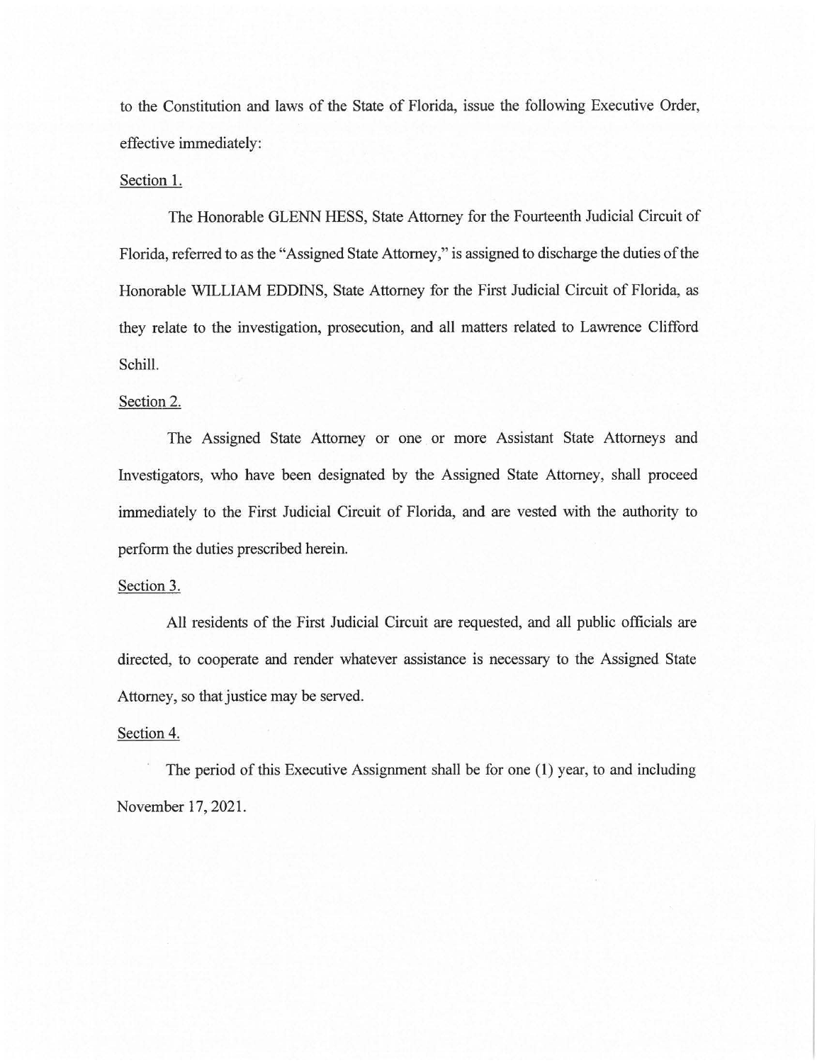to the Constitution and laws of the State of Florida, issue the following Executive Order, effective immediately:

Section 1.

The Honorable GLENN HESS, State Attorney for the Fourteenth Judicial Circuit of Florida, referred to as the "Assigned State Attorney," is assigned to discharge the duties of the Honorable WILLIAM EDDINS, State Attorney for the First Judicial Circuit of Florida, as they relate to the investigation, prosecution, and all matters related to Lawrence Clifford Schill.

Section 2.

The Assigned State Attorney or one or more Assistant State Attorneys and Investigators, who have been designated by the Assigned State Attorney, shall proceed immediately to the First Judicial Circuit of Florida, and are vested with the authority to perform the duties prescribed herein.

Section 3.

All residents of the First Judicial Circuit are requested, and all public officials are directed, to cooperate and render whatever assistance is necessary to the Assigned State Attorney, so that justice may be served.

Section 4.

The period of this Executive Assignment shall be for one (1) year, to and including November 17, 2021.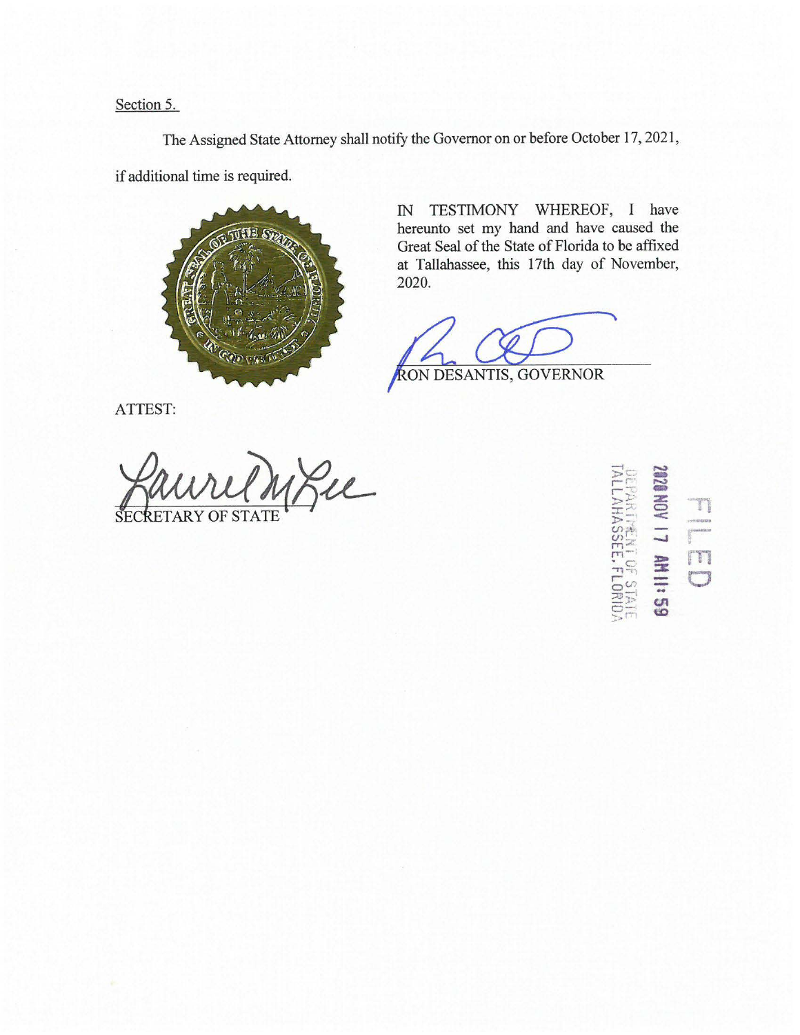Section 5.

The Assigned State Attorney shall notify the Governor on or before October 17, 2021, if additional time is required.

IN TESTIMONY WHEREOF, I have hereunto set my hand and have caused the Great Seal of the State of Florida to be affixed at Tallahassee, this 17th day of November, 2020.

RON DESANTIS, GOVERNOR

ATTEST:

SECRETARY OF STATE

FILED

2020 NOV 17 AM 11:59

DEPARTMENT OF STATE
TALLAHASSEE, FLORIDA